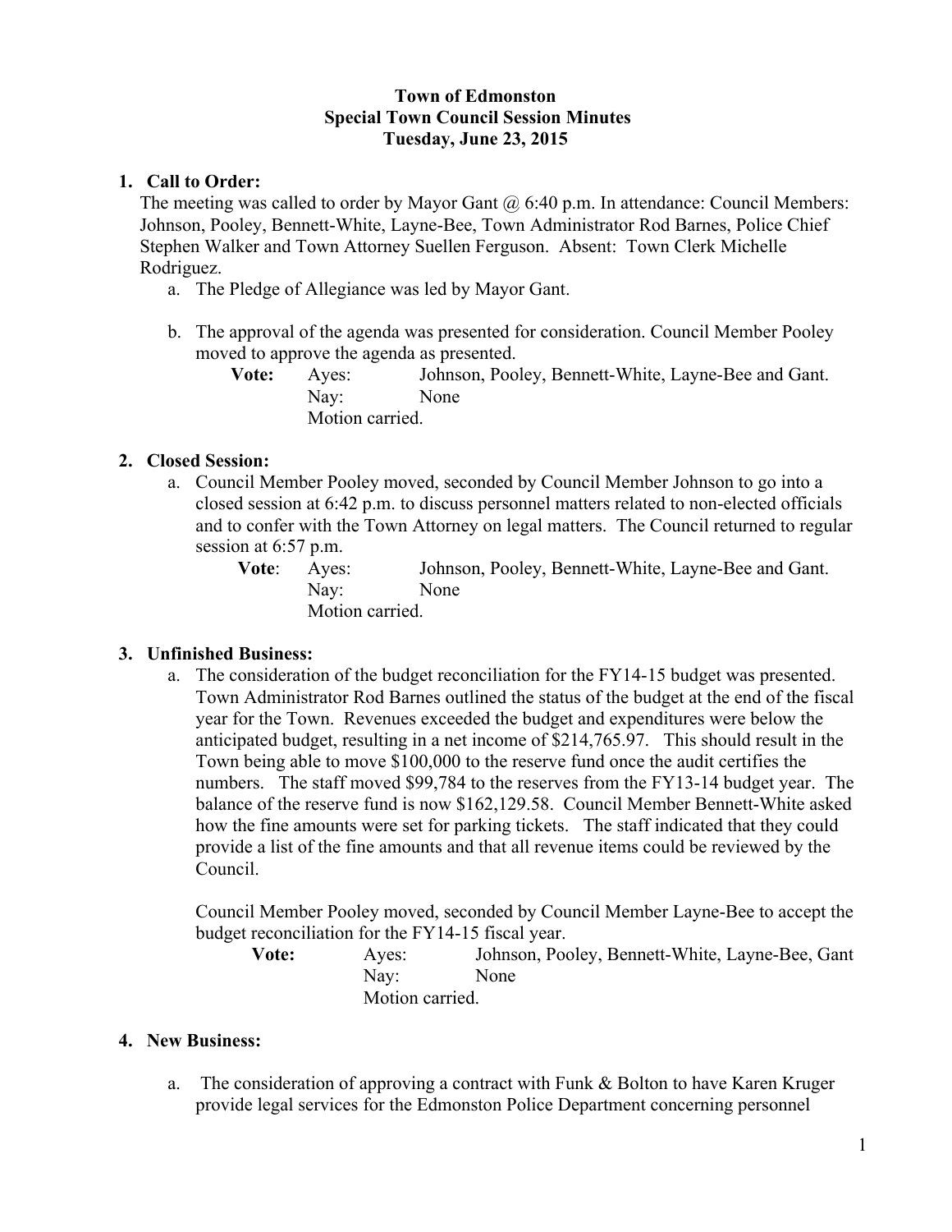**Town of Edmonston**
**Special Town Council Session Minutes**
**Tuesday, June 23, 2015**

1. **Call to Order:**
   The meeting was called to order by Mayor Gant @ 6:40 p.m. In attendance: Council Members: Johnson, Pooley, Bennett-White, Layne-Bee, Town Administrator Rod Barnes, Police Chief Stephen Walker and Town Attorney Suellen Ferguson. Absent: Town Clerk Michelle Rodriguez.

   a. The Pledge of Allegiance was led by Mayor Gant.

   b. The approval of the agenda was presented for consideration. Council Member Pooley moved to approve the agenda as presented.

   **Vote:** Ayes: Johnson, Pooley, Bennett-White, Layne-Bee and Gant.
   Nay: None
   Motion carried.

2. **Closed Session:**

   a. Council Member Pooley moved, seconded by Council Member Johnson to go into a closed session at 6:42 p.m. to discuss personnel matters related to non-elected officials and to confer with the Town Attorney on legal matters. The Council returned to regular session at 6:57 p.m.

   **Vote**: Ayes: Johnson, Pooley, Bennett-White, Layne-Bee and Gant.
   Nay: None
   Motion carried.

3. **Unfinished Business:**

   a. The consideration of the budget reconciliation for the FY14-15 budget was presented. Town Administrator Rod Barnes outlined the status of the budget at the end of the fiscal year for the Town. Revenues exceeded the budget and expenditures were below the anticipated budget, resulting in a net income of $214,765.97. This should result in the Town being able to move $100,000 to the reserve fund once the audit certifies the numbers. The staff moved $99,784 to the reserves from the FY13-14 budget year. The balance of the reserve fund is now $162,129.58. Council Member Bennett-White asked how the fine amounts were set for parking tickets. The staff indicated that they could provide a list of the fine amounts and that all revenue items could be reviewed by the Council.

   Council Member Pooley moved, seconded by Council Member Layne-Bee to accept the budget reconciliation for the FY14-15 fiscal year.

   **Vote:** Ayes: Johnson, Pooley, Bennett-White, Layne-Bee, Gant
   Nay: None
   Motion carried.

4. **New Business:**

   a. The consideration of approving a contract with Funk & Bolton to have Karen Kruger provide legal services for the Edmonston Police Department concerning personnel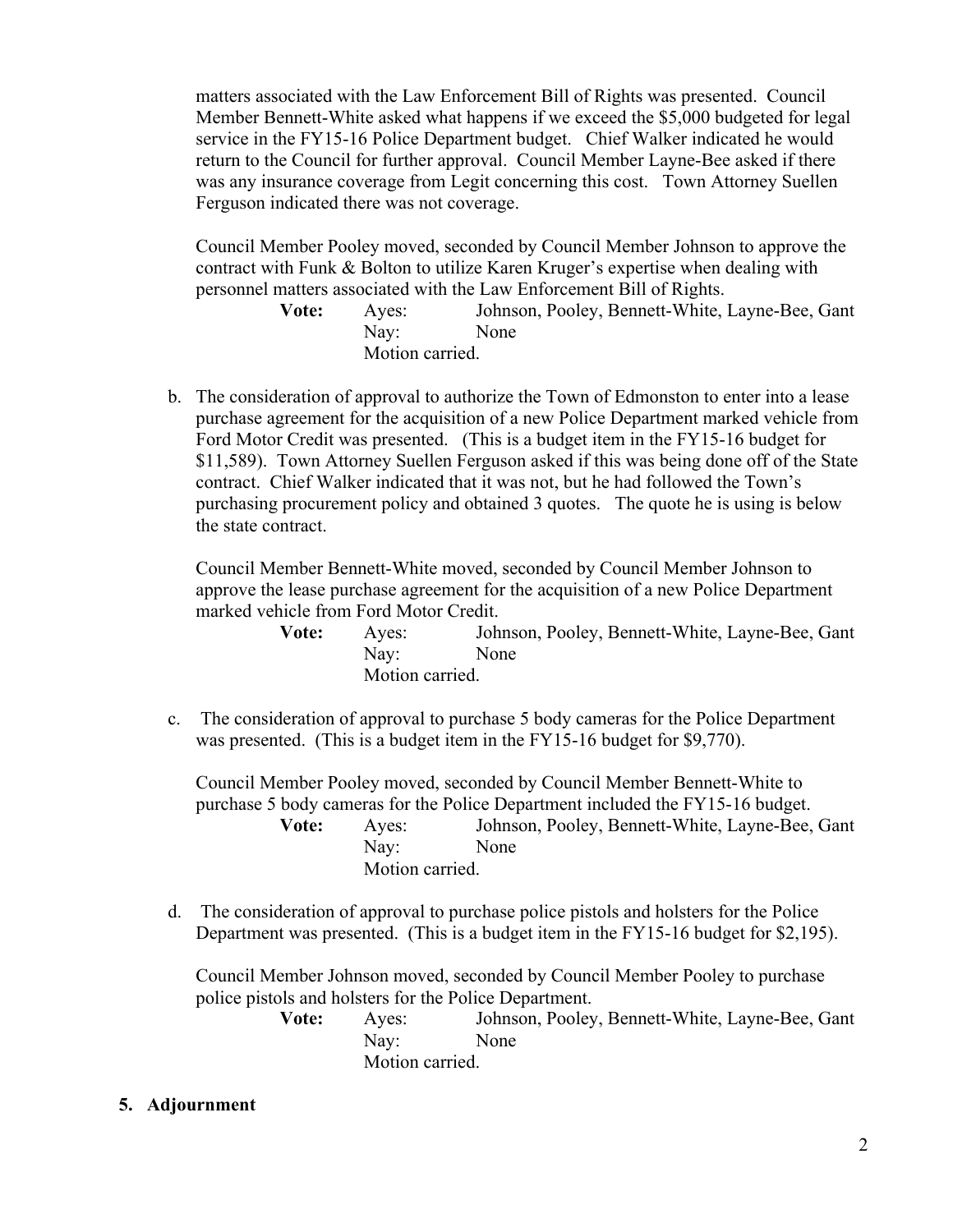matters associated with the Law Enforcement Bill of Rights was presented. Council Member Bennett-White asked what happens if we exceed the $5,000 budgeted for legal service in the FY15-16 Police Department budget. Chief Walker indicated he would return to the Council for further approval. Council Member Layne-Bee asked if there was any insurance coverage from Legit concerning this cost. Town Attorney Suellen Ferguson indicated there was not coverage.

Council Member Pooley moved, seconded by Council Member Johnson to approve the contract with Funk & Bolton to utilize Karen Kruger's expertise when dealing with personnel matters associated with the Law Enforcement Bill of Rights.

**Vote:** Ayes: Johnson, Pooley, Bennett-White, Layne-Bee, Gant
Nay: None
Motion carried.

b. The consideration of approval to authorize the Town of Edmonston to enter into a lease purchase agreement for the acquisition of a new Police Department marked vehicle from Ford Motor Credit was presented. (This is a budget item in the FY15-16 budget for $11,589). Town Attorney Suellen Ferguson asked if this was being done off of the State contract. Chief Walker indicated that it was not, but he had followed the Town's purchasing procurement policy and obtained 3 quotes. The quote he is using is below the state contract.

Council Member Bennett-White moved, seconded by Council Member Johnson to approve the lease purchase agreement for the acquisition of a new Police Department marked vehicle from Ford Motor Credit.

**Vote:** Ayes: Johnson, Pooley, Bennett-White, Layne-Bee, Gant
Nay: None
Motion carried.

c. The consideration of approval to purchase 5 body cameras for the Police Department was presented. (This is a budget item in the FY15-16 budget for $9,770).

Council Member Pooley moved, seconded by Council Member Bennett-White to purchase 5 body cameras for the Police Department included the FY15-16 budget.

**Vote:** Ayes: Johnson, Pooley, Bennett-White, Layne-Bee, Gant
Nay: None
Motion carried.

d. The consideration of approval to purchase police pistols and holsters for the Police Department was presented. (This is a budget item in the FY15-16 budget for $2,195).

Council Member Johnson moved, seconded by Council Member Pooley to purchase police pistols and holsters for the Police Department.

**Vote:** Ayes: Johnson, Pooley, Bennett-White, Layne-Bee, Gant
Nay: None
Motion carried.

**5. Adjournment**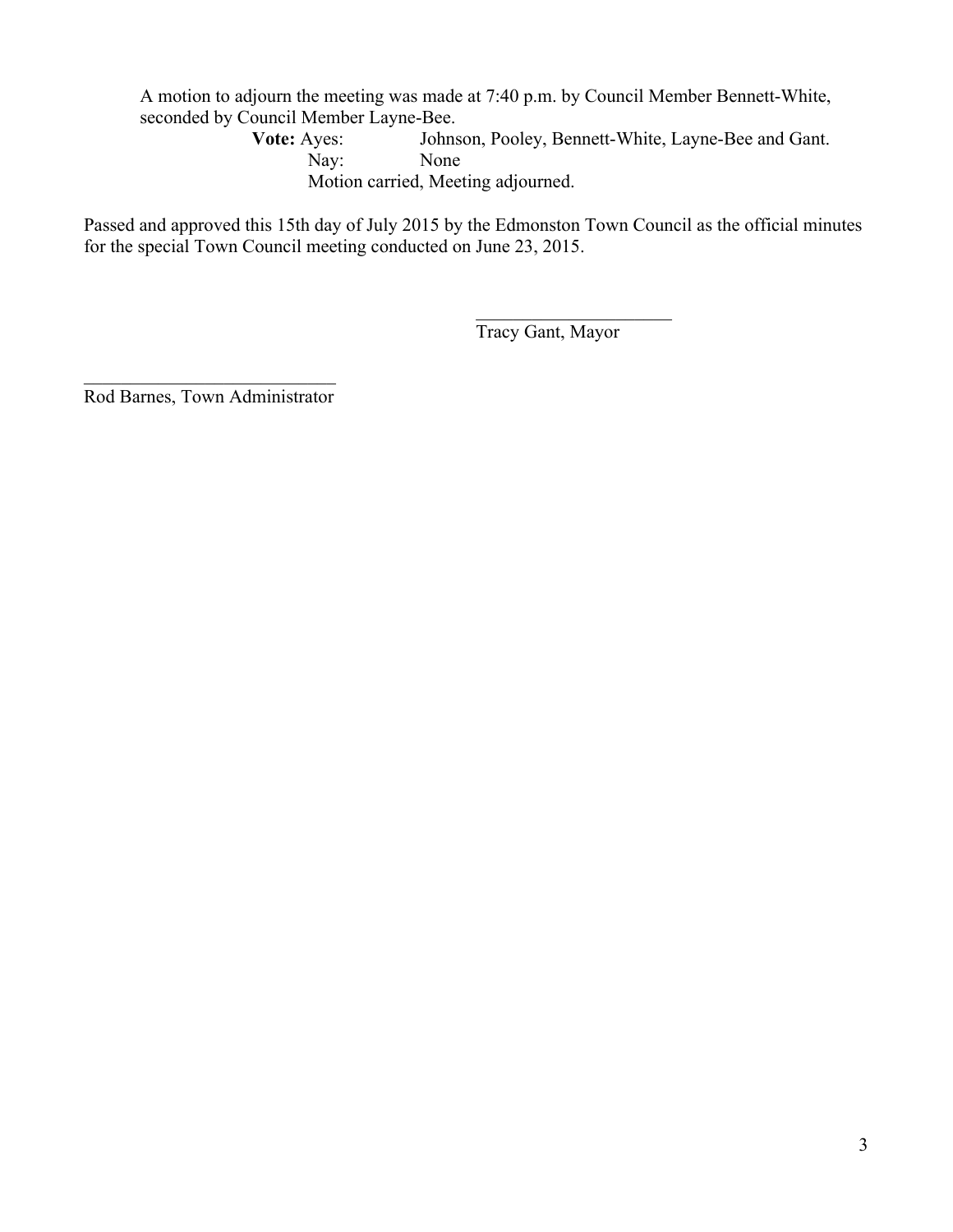A motion to adjourn the meeting was made at 7:40 p.m. by Council Member Bennett-White, seconded by Council Member Layne-Bee.

**Vote:** Ayes: Johnson, Pooley, Bennett-White, Layne-Bee and Gant.
Nay: None
Motion carried, Meeting adjourned.

Passed and approved this 15th day of July 2015 by the Edmonston Town Council as the official minutes for the special Town Council meeting conducted on June 23, 2015.

\_\_\_\_\_\_\_\_\_\_\_\_\_\_\_\_\_\_\_\_\_\_
Tracy Gant, Mayor

\_\_\_\_\_\_\_\_\_\_\_\_\_\_\_\_\_\_\_\_\_\_\_\_\_\_\_\_\_\_
Rod Barnes, Town Administrator